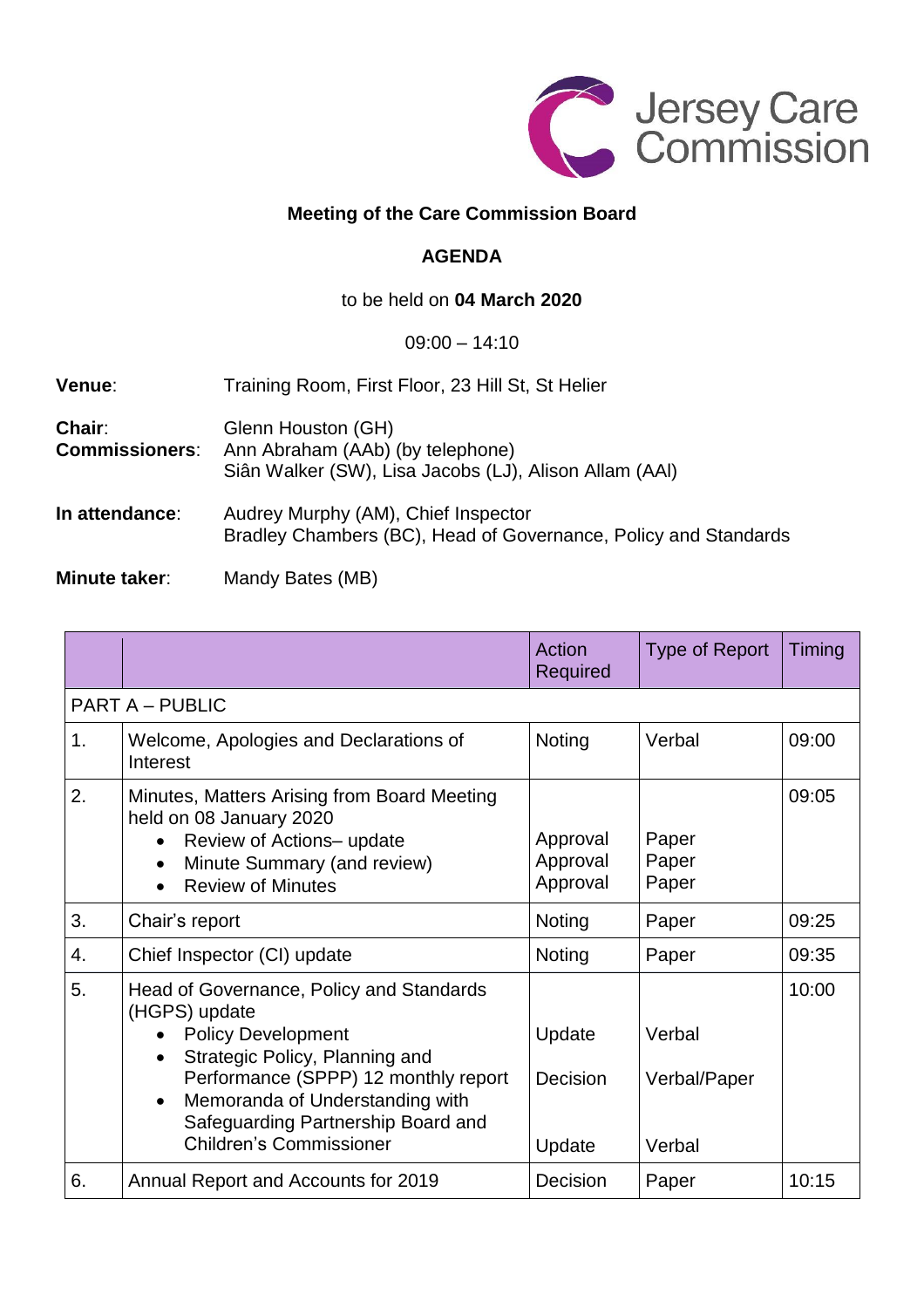Jersey Care Commission

## Meeting of the Care Commission Board

## AGENDA

to be held on **04 March 2020**

09:00 – 14:10

**Venue**: Training Room, First Floor, 23 Hill St, St Helier

**Chair**: Glenn Houston (GH)

**Commissioners**: Ann Abraham (AAb) (by telephone)
Siân Walker (SW), Lisa Jacobs (LJ), Alison Allam (AAl)

**In attendance**: Audrey Murphy (AM), Chief Inspector
Bradley Chambers (BC), Head of Governance, Policy and Standards

**Minute taker**: Mandy Bates (MB)

| | | Action Required | Type of Report | Timing |
|---|---|---|---|---|
| PART A – PUBLIC | | | | |
| 1. | Welcome, Apologies and Declarations of Interest | Noting | Verbal | 09:00 |
| 2. | Minutes, Matters Arising from Board Meeting held on 08 January 2020<br>• Review of Actions– update<br>• Minute Summary (and review)<br>• Review of Minutes | <br>Approval<br>Approval<br>Approval | <br>Paper<br>Paper<br>Paper | 09:05 |
| 3. | Chair's report | Noting | Paper | 09:25 |
| 4. | Chief Inspector (CI) update | Noting | Paper | 09:35 |
| 5. | Head of Governance, Policy and Standards (HGPS) update<br>• Policy Development<br>• Strategic Policy, Planning and Performance (SPPP) 12 monthly report<br>• Memoranda of Understanding with Safeguarding Partnership Board and Children's Commissioner | <br>Update<br>Decision<br>Update | <br>Verbal<br>Verbal/Paper<br>Verbal | 10:00 |
| 6. | Annual Report and Accounts for 2019 | Decision | Paper | 10:15 |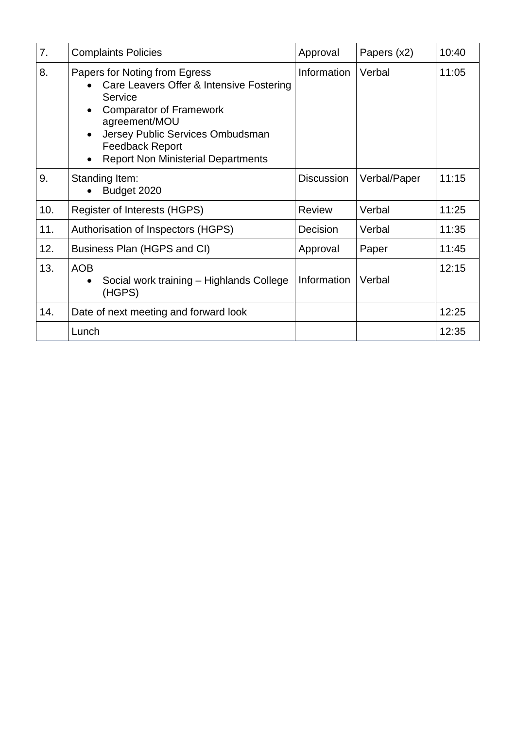| | | | | |
|---|---|---|---|---|
| 7. | Complaints Policies | Approval | Papers (x2) | 10:40 |
| 8. | Papers for Noting from Egress<br>• Care Leavers Offer & Intensive Fostering Service<br>• Comparator of Framework agreement/MOU<br>• Jersey Public Services Ombudsman Feedback Report<br>• Report Non Ministerial Departments | Information | Verbal | 11:05 |
| 9. | Standing Item:<br>• Budget 2020 | Discussion | Verbal/Paper | 11:15 |
| 10. | Register of Interests (HGPS) | Review | Verbal | 11:25 |
| 11. | Authorisation of Inspectors (HGPS) | Decision | Verbal | 11:35 |
| 12. | Business Plan (HGPS and CI) | Approval | Paper | 11:45 |
| 13. | AOB<br>• Social work training – Highlands College (HGPS) | Information | Verbal | 12:15 |
| 14. | Date of next meeting and forward look | | | 12:25 |
| | Lunch | | | 12:35 |